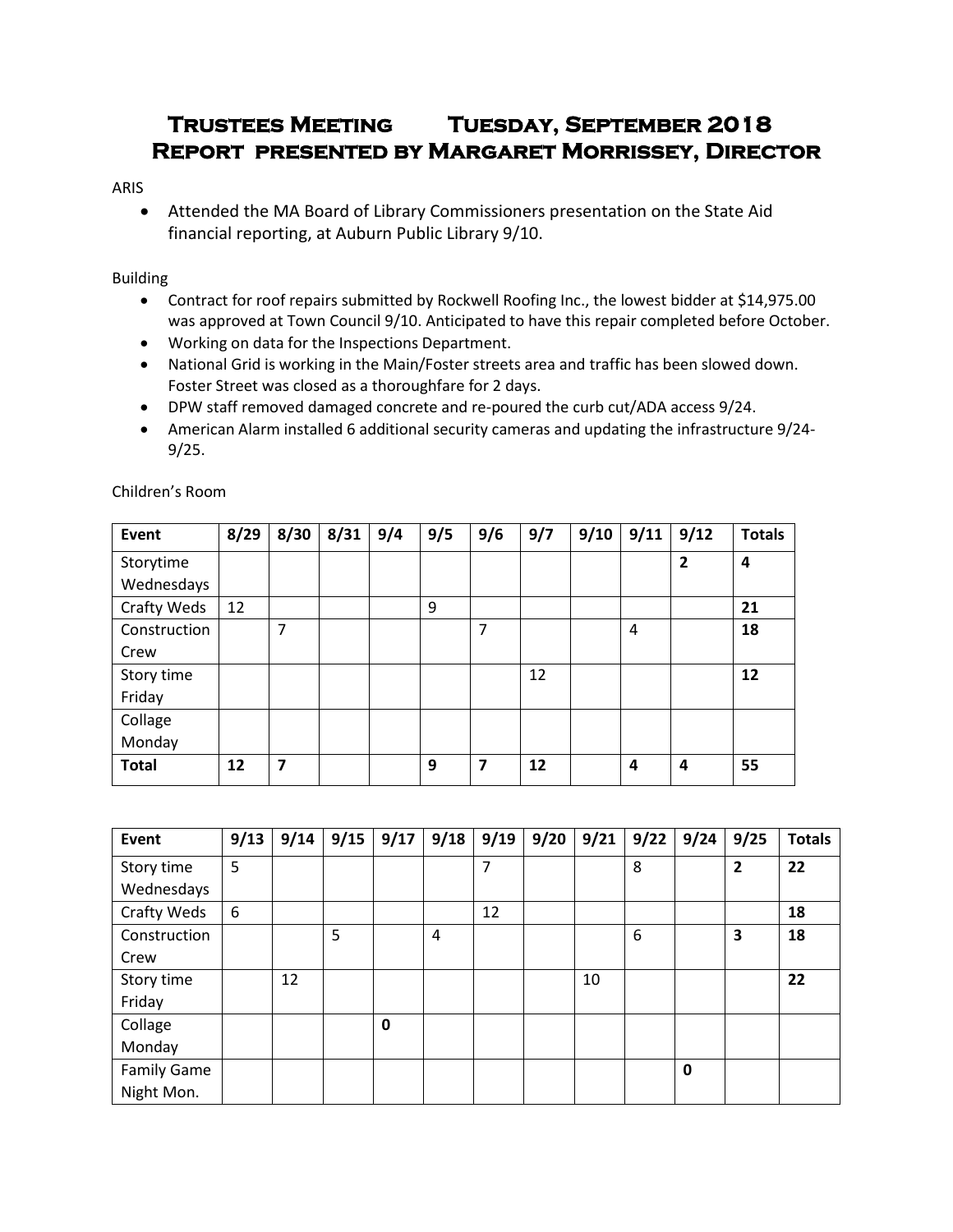# Trustees Meeting Tuesday, September 2018
# Report presented by Margaret Morrissey, Director

ARIS

- Attended the MA Board of Library Commissioners presentation on the State Aid financial reporting, at Auburn Public Library 9/10.

Building

- Contract for roof repairs submitted by Rockwell Roofing Inc., the lowest bidder at $14,975.00 was approved at Town Council 9/10. Anticipated to have this repair completed before October.
- Working on data for the Inspections Department.
- National Grid is working in the Main/Foster streets area and traffic has been slowed down. Foster Street was closed as a thoroughfare for 2 days.
- DPW staff removed damaged concrete and re-poured the curb cut/ADA access 9/24.
- American Alarm installed 6 additional security cameras and updating the infrastructure 9/24-9/25.

Children's Room

| Event | 8/29 | 8/30 | 8/31 | 9/4 | 9/5 | 9/6 | 9/7 | 9/10 | 9/11 | 9/12 | Totals |
|---|---|---|---|---|---|---|---|---|---|---|---|
| Storytime Wednesdays | | | | | | | | | | **2** | **4** |
| Crafty Weds | 12 | | | | 9 | | | | | | **21** |
| Construction Crew | | 7 | | | | 7 | | | 4 | | **18** |
| Story time Friday | | | | | | | 12 | | | | **12** |
| Collage Monday | | | | | | | | | | | |
| **Total** | **12** | **7** | | | **9** | **7** | **12** | | **4** | **4** | **55** |

| Event | 9/13 | 9/14 | 9/15 | 9/17 | 9/18 | 9/19 | 9/20 | 9/21 | 9/22 | 9/24 | 9/25 | Totals |
|---|---|---|---|---|---|---|---|---|---|---|---|---|
| Story time Wednesdays | 5 | | | | | 7 | | | 8 | | **2** | **22** |
| Crafty Weds | 6 | | | | | 12 | | | | | | **18** |
| Construction Crew | | | 5 | | 4 | | | | 6 | | **3** | **18** |
| Story time Friday | | 12 | | | | | | 10 | | | | **22** |
| Collage Monday | | | | **0** | | | | | | | | |
| Family Game Night Mon. | | | | | | | | | | **0** | | |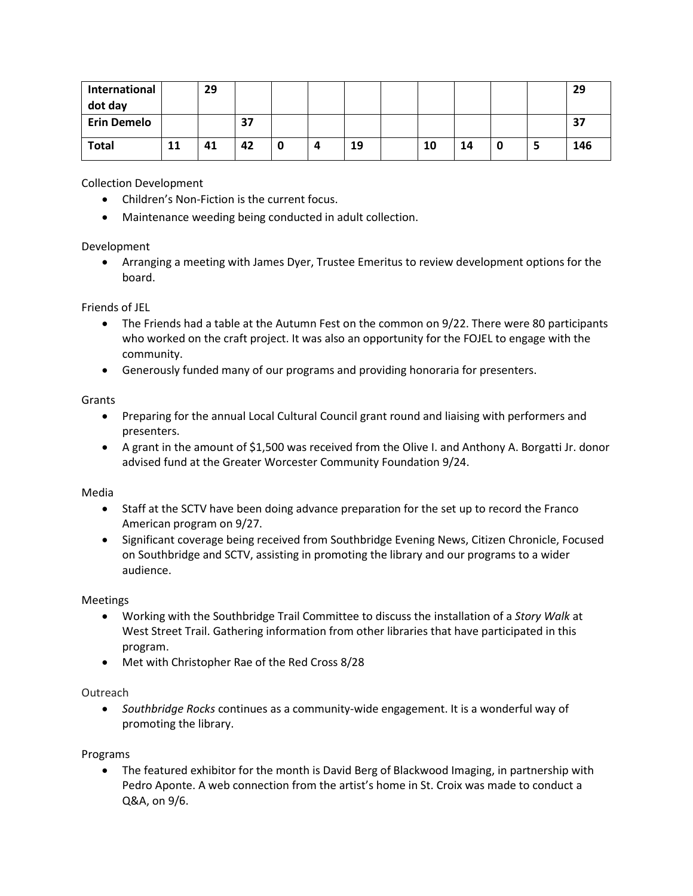| International dot day | | 29 | | | | | | | | | | 29 |
|---|---|---|---|---|---|---|---|---|---|---|---|---|
| **Erin Demelo** | | | 37 | | | | | | | | | 37 |
| **Total** | 11 | 41 | 42 | 0 | 4 | 19 | | 10 | 14 | 0 | 5 | 146 |

Collection Development

- Children's Non-Fiction is the current focus.
- Maintenance weeding being conducted in adult collection.

Development

- Arranging a meeting with James Dyer, Trustee Emeritus to review development options for the board.

Friends of JEL

- The Friends had a table at the Autumn Fest on the common on 9/22. There were 80 participants who worked on the craft project. It was also an opportunity for the FOJEL to engage with the community.
- Generously funded many of our programs and providing honoraria for presenters.

Grants

- Preparing for the annual Local Cultural Council grant round and liaising with performers and presenters.
- A grant in the amount of $1,500 was received from the Olive I. and Anthony A. Borgatti Jr. donor advised fund at the Greater Worcester Community Foundation 9/24.

Media

- Staff at the SCTV have been doing advance preparation for the set up to record the Franco American program on 9/27.
- Significant coverage being received from Southbridge Evening News, Citizen Chronicle, Focused on Southbridge and SCTV, assisting in promoting the library and our programs to a wider audience.

Meetings

- Working with the Southbridge Trail Committee to discuss the installation of a *Story Walk* at West Street Trail. Gathering information from other libraries that have participated in this program.
- Met with Christopher Rae of the Red Cross 8/28

Outreach

- *Southbridge Rocks* continues as a community-wide engagement. It is a wonderful way of promoting the library.

Programs

- The featured exhibitor for the month is David Berg of Blackwood Imaging, in partnership with Pedro Aponte. A web connection from the artist's home in St. Croix was made to conduct a Q&A, on 9/6.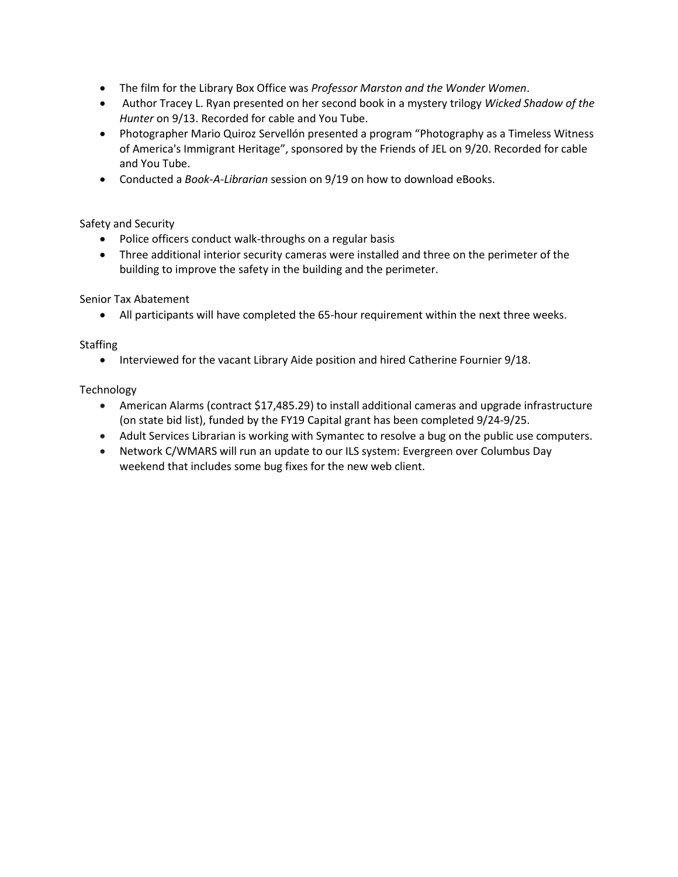- The film for the Library Box Office was *Professor Marston and the Wonder Women*.
- Author Tracey L. Ryan presented on her second book in a mystery trilogy *Wicked Shadow of the Hunter* on 9/13. Recorded for cable and You Tube.
- Photographer Mario Quiroz Servellón presented a program "Photography as a Timeless Witness of America's Immigrant Heritage", sponsored by the Friends of JEL on 9/20. Recorded for cable and You Tube.
- Conducted a *Book-A-Librarian* session on 9/19 on how to download eBooks.

Safety and Security

- Police officers conduct walk-throughs on a regular basis
- Three additional interior security cameras were installed and three on the perimeter of the building to improve the safety in the building and the perimeter.

Senior Tax Abatement

- All participants will have completed the 65-hour requirement within the next three weeks.

Staffing

- Interviewed for the vacant Library Aide position and hired Catherine Fournier 9/18.

Technology

- American Alarms (contract $17,485.29) to install additional cameras and upgrade infrastructure (on state bid list), funded by the FY19 Capital grant has been completed 9/24-9/25.
- Adult Services Librarian is working with Symantec to resolve a bug on the public use computers.
- Network C/WMARS will run an update to our ILS system: Evergreen over Columbus Day weekend that includes some bug fixes for the new web client.